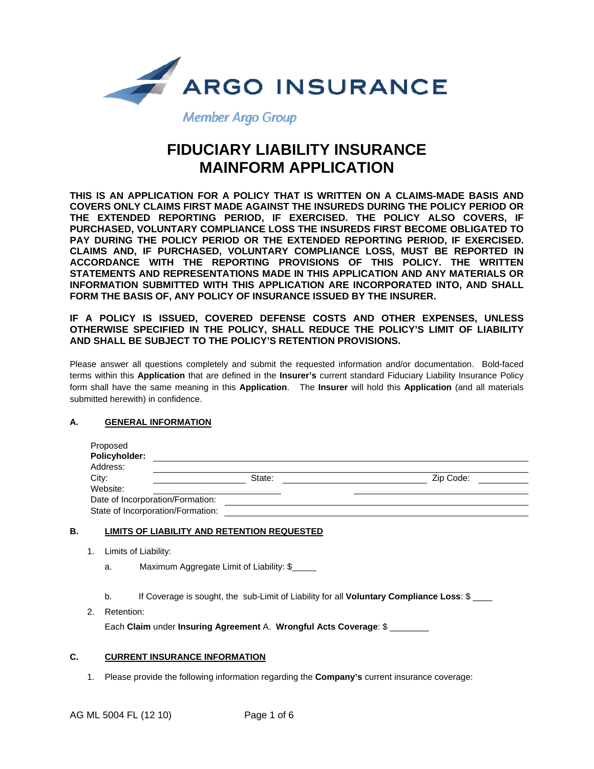ARGO INSURANCE

Member Argo Group

# FIDUCIARY LIABILITY INSURANCE MAINFORM APPLICATION

**THIS IS AN APPLICATION FOR A POLICY THAT IS WRITTEN ON A CLAIMS-MADE BASIS AND COVERS ONLY CLAIMS FIRST MADE AGAINST THE INSUREDS DURING THE POLICY PERIOD OR THE EXTENDED REPORTING PERIOD, IF EXERCISED. THE POLICY ALSO COVERS, IF PURCHASED, VOLUNTARY COMPLIANCE LOSS THE INSUREDS FIRST BECOME OBLIGATED TO PAY DURING THE POLICY PERIOD OR THE EXTENDED REPORTING PERIOD, IF EXERCISED. CLAIMS AND, IF PURCHASED, VOLUNTARY COMPLIANCE LOSS, MUST BE REPORTED IN ACCORDANCE WITH THE REPORTING PROVISIONS OF THIS POLICY. THE WRITTEN STATEMENTS AND REPRESENTATIONS MADE IN THIS APPLICATION AND ANY MATERIALS OR INFORMATION SUBMITTED WITH THIS APPLICATION ARE INCORPORATED INTO, AND SHALL FORM THE BASIS OF, ANY POLICY OF INSURANCE ISSUED BY THE INSURER.**

**IF A POLICY IS ISSUED, COVERED DEFENSE COSTS AND OTHER EXPENSES, UNLESS OTHERWISE SPECIFIED IN THE POLICY, SHALL REDUCE THE POLICY'S LIMIT OF LIABILITY AND SHALL BE SUBJECT TO THE POLICY'S RETENTION PROVISIONS.**

Please answer all questions completely and submit the requested information and/or documentation. Bold-faced terms within this **Application** that are defined in the **Insurer's** current standard Fiduciary Liability Insurance Policy form shall have the same meaning in this **Application**. The **Insurer** will hold this **Application** (and all materials submitted herewith) in confidence.

## A. GENERAL INFORMATION

Proposed **Policyholder:** ______________________________

Address: ______________________________

City: ______________ State: ______________ Zip Code: __________

Website: ______________

Date of Incorporation/Formation: ______________________________

State of Incorporation/Formation: ______________________________

## B. LIMITS OF LIABILITY AND RETENTION REQUESTED

1. Limits of Liability:

   a. Maximum Aggregate Limit of Liability: $_____

   b. If Coverage is sought, the sub-Limit of Liability for all **Voluntary Compliance Loss**: $ ____

2. Retention:

   Each **Claim** under **Insuring Agreement** A. **Wrongful Acts Coverage**: $ ________

## C. CURRENT INSURANCE INFORMATION

1. Please provide the following information regarding the **Company's** current insurance coverage:

AG ML 5004 FL (12 10)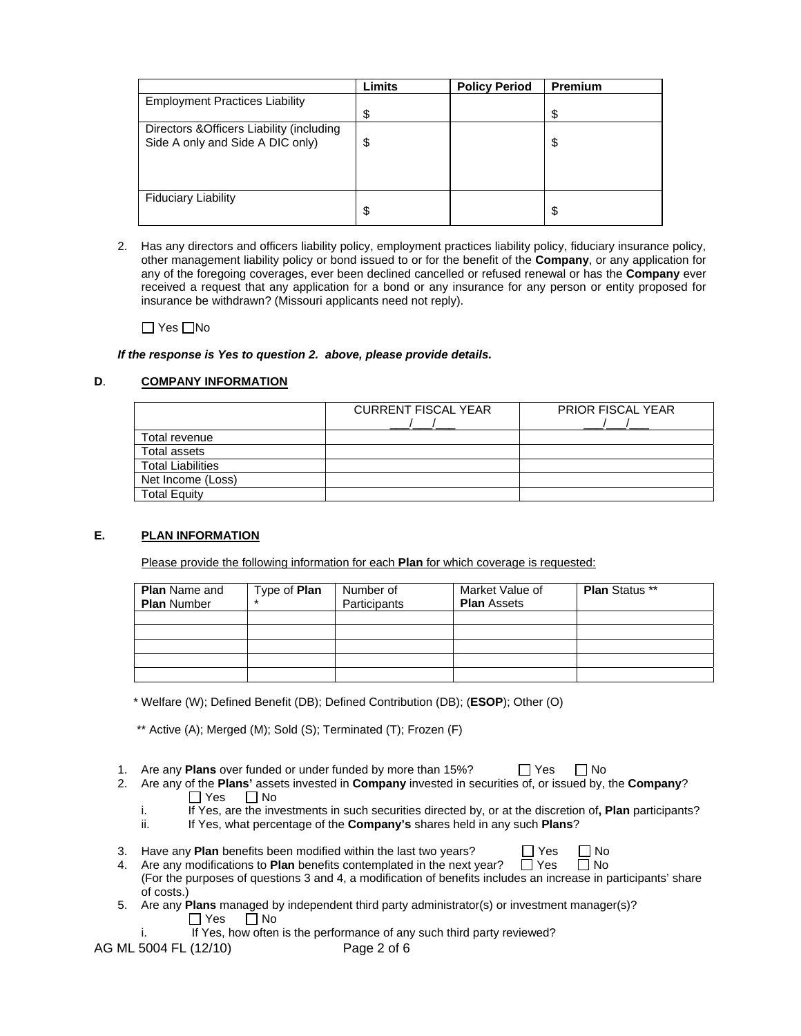| | Limits | Policy Period | Premium |
|---|---|---|---|
| Employment Practices Liability | $ | | $ |
| Directors &Officers Liability (including Side A only and Side A DIC only) | $ | | $ |
| Fiduciary Liability | $ | | $ |

2. Has any directors and officers liability policy, employment practices liability policy, fiduciary insurance policy, other management liability policy or bond issued to or for the benefit of the **Company**, or any application for any of the foregoing coverages, ever been declined cancelled or refused renewal or has the **Company** ever received a request that any application for a bond or any insurance for any person or entity proposed for insurance be withdrawn? (Missouri applicants need not reply).

   ☐ Yes ☐No

***If the response is Yes to question 2. above, please provide details.***

## D. COMPANY INFORMATION

| | CURRENT FISCAL YEAR ___/___/___ | PRIOR FISCAL YEAR ___/___/___ |
|---|---|---|
| Total revenue | | |
| Total assets | | |
| Total Liabilities | | |
| Net Income (Loss) | | |
| Total Equity | | |

## E. PLAN INFORMATION

Please provide the following information for each **Plan** for which coverage is requested:

| **Plan** Name and **Plan** Number | Type of **Plan** * | Number of Participants | Market Value of **Plan** Assets | **Plan** Status ** |
|---|---|---|---|---|
| | | | | |
| | | | | |
| | | | | |
| | | | | |
| | | | | |

* Welfare (W); Defined Benefit (DB); Defined Contribution (DB); (**ESOP**); Other (O)

** Active (A); Merged (M); Sold (S); Terminated (T); Frozen (F)

1. Are any **Plans** over funded or under funded by more than 15%? ☐ Yes ☐ No
2. Are any of the **Plans'** assets invested in **Company** invested in securities of, or issued by, the **Company**? ☐ Yes ☐ No
   i. If Yes, are the investments in such securities directed by, or at the discretion of**, Plan** participants?
   ii. If Yes, what percentage of the **Company's** shares held in any such **Plans**?
3. Have any **Plan** benefits been modified within the last two years? ☐ Yes ☐ No
4. Are any modifications to **Plan** benefits contemplated in the next year? ☐ Yes ☐ No
   (For the purposes of questions 3 and 4, a modification of benefits includes an increase in participants' share of costs.)
5. Are any **Plans** managed by independent third party administrator(s) or investment manager(s)? ☐ Yes ☐ No
   i. If Yes, how often is the performance of any such third party reviewed?

AG ML 5004 FL (12/10)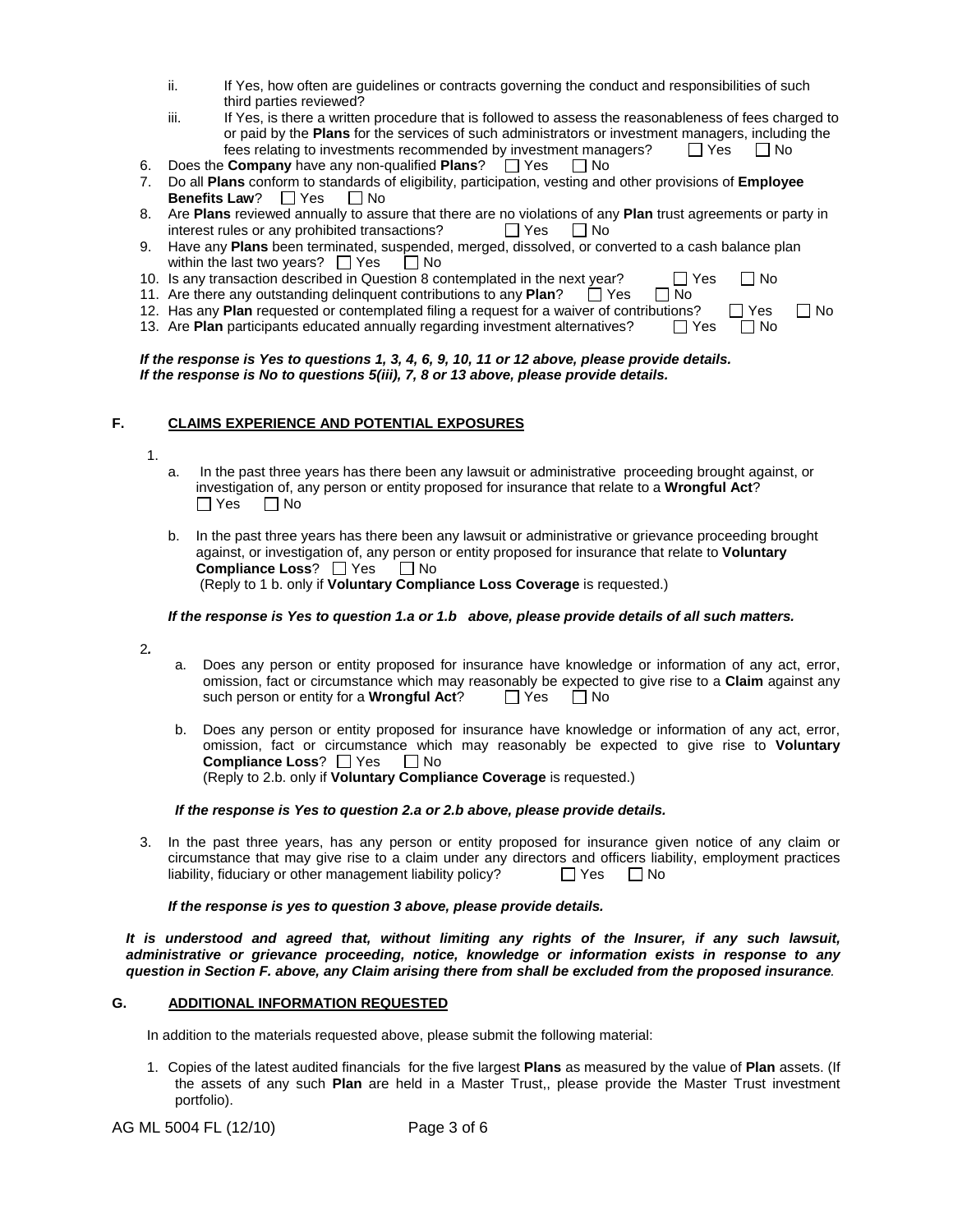ii. If Yes, how often are guidelines or contracts governing the conduct and responsibilities of such third parties reviewed?

   iii. If Yes, is there a written procedure that is followed to assess the reasonableness of fees charged to or paid by the **Plans** for the services of such administrators or investment managers, including the fees relating to investments recommended by investment managers? ☐ Yes ☐ No

6. Does the **Company** have any non-qualified **Plans**? ☐ Yes ☐ No
7. Do all **Plans** conform to standards of eligibility, participation, vesting and other provisions of **Employee Benefits Law**? ☐ Yes ☐ No
8. Are **Plans** reviewed annually to assure that there are no violations of any **Plan** trust agreements or party in interest rules or any prohibited transactions? ☐ Yes ☐ No
9. Have any **Plans** been terminated, suspended, merged, dissolved, or converted to a cash balance plan within the last two years? ☐ Yes ☐ No
10. Is any transaction described in Question 8 contemplated in the next year? ☐ Yes ☐ No
11. Are there any outstanding delinquent contributions to any **Plan**? ☐ Yes ☐ No
12. Has any **Plan** requested or contemplated filing a request for a waiver of contributions? ☐ Yes ☐ No
13. Are **Plan** participants educated annually regarding investment alternatives? ☐ Yes ☐ No

***If the response is Yes to questions 1, 3, 4, 6, 9, 10, 11 or 12 above, please provide details.***
***If the response is No to questions 5(iii), 7, 8 or 13 above, please provide details.***

## F. CLAIMS EXPERIENCE AND POTENTIAL EXPOSURES

1.
   a. In the past three years has there been any lawsuit or administrative proceeding brought against, or investigation of, any person or entity proposed for insurance that relate to a **Wrongful Act**? ☐ Yes ☐ No

   b. In the past three years has there been any lawsuit or administrative or grievance proceeding brought against, or investigation of, any person or entity proposed for insurance that relate to **Voluntary Compliance Loss**? ☐ Yes ☐ No
   (Reply to 1 b. only if **Voluntary Compliance Loss Coverage** is requested.)

***If the response is Yes to question 1.a or 1.b above, please provide details of all such matters.***

2.
   a. Does any person or entity proposed for insurance have knowledge or information of any act, error, omission, fact or circumstance which may reasonably be expected to give rise to a **Claim** against any such person or entity for a **Wrongful Act**? ☐ Yes ☐ No

   b. Does any person or entity proposed for insurance have knowledge or information of any act, error, omission, fact or circumstance which may reasonably be expected to give rise to **Voluntary Compliance Loss**? ☐ Yes ☐ No
   (Reply to 2.b. only if **Voluntary Compliance Coverage** is requested.)

***If the response is Yes to question 2.a or 2.b above, please provide details.***

3. In the past three years, has any person or entity proposed for insurance given notice of any claim or circumstance that may give rise to a claim under any directors and officers liability, employment practices liability, fiduciary or other management liability policy? ☐ Yes ☐ No

***If the response is yes to question 3 above, please provide details.***

***It is understood and agreed that, without limiting any rights of the Insurer, if any such lawsuit, administrative or grievance proceeding, notice, knowledge or information exists in response to any question in Section F. above, any Claim arising there from shall be excluded from the proposed insurance.***

## G. ADDITIONAL INFORMATION REQUESTED

In addition to the materials requested above, please submit the following material:

1. Copies of the latest audited financials for the five largest **Plans** as measured by the value of **Plan** assets. (If the assets of any such **Plan** are held in a Master Trust,, please provide the Master Trust investment portfolio).

AG ML 5004 FL (12/10)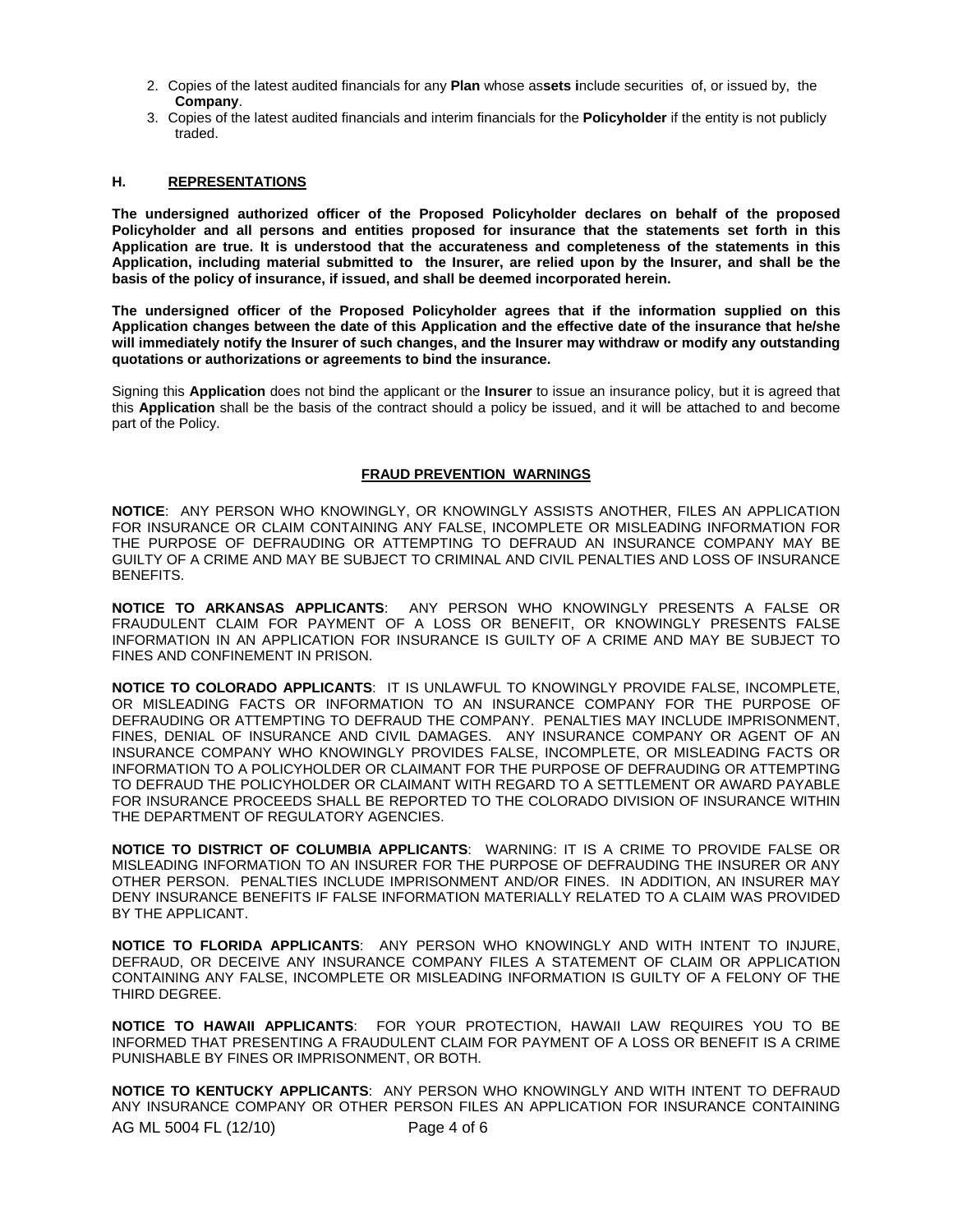2. Copies of the latest audited financials for any **Plan** whose as**sets i**nclude securities of, or issued by, the **Company**.
3. Copies of the latest audited financials and interim financials for the **Policyholder** if the entity is not publicly traded.

## H. REPRESENTATIONS

**The undersigned authorized officer of the Proposed Policyholder declares on behalf of the proposed Policyholder and all persons and entities proposed for insurance that the statements set forth in this Application are true. It is understood that the accurateness and completeness of the statements in this Application, including material submitted to the Insurer, are relied upon by the Insurer, and shall be the basis of the policy of insurance, if issued, and shall be deemed incorporated herein.**

**The undersigned officer of the Proposed Policyholder agrees that if the information supplied on this Application changes between the date of this Application and the effective date of the insurance that he/she will immediately notify the Insurer of such changes, and the Insurer may withdraw or modify any outstanding quotations or authorizations or agreements to bind the insurance.**

Signing this **Application** does not bind the applicant or the **Insurer** to issue an insurance policy, but it is agreed that this **Application** shall be the basis of the contract should a policy be issued, and it will be attached to and become part of the Policy.

### FRAUD PREVENTION WARNINGS

**NOTICE**: ANY PERSON WHO KNOWINGLY, OR KNOWINGLY ASSISTS ANOTHER, FILES AN APPLICATION FOR INSURANCE OR CLAIM CONTAINING ANY FALSE, INCOMPLETE OR MISLEADING INFORMATION FOR THE PURPOSE OF DEFRAUDING OR ATTEMPTING TO DEFRAUD AN INSURANCE COMPANY MAY BE GUILTY OF A CRIME AND MAY BE SUBJECT TO CRIMINAL AND CIVIL PENALTIES AND LOSS OF INSURANCE BENEFITS.

**NOTICE TO ARKANSAS APPLICANTS**: ANY PERSON WHO KNOWINGLY PRESENTS A FALSE OR FRAUDULENT CLAIM FOR PAYMENT OF A LOSS OR BENEFIT, OR KNOWINGLY PRESENTS FALSE INFORMATION IN AN APPLICATION FOR INSURANCE IS GUILTY OF A CRIME AND MAY BE SUBJECT TO FINES AND CONFINEMENT IN PRISON.

**NOTICE TO COLORADO APPLICANTS**: IT IS UNLAWFUL TO KNOWINGLY PROVIDE FALSE, INCOMPLETE, OR MISLEADING FACTS OR INFORMATION TO AN INSURANCE COMPANY FOR THE PURPOSE OF DEFRAUDING OR ATTEMPTING TO DEFRAUD THE COMPANY. PENALTIES MAY INCLUDE IMPRISONMENT, FINES, DENIAL OF INSURANCE AND CIVIL DAMAGES. ANY INSURANCE COMPANY OR AGENT OF AN INSURANCE COMPANY WHO KNOWINGLY PROVIDES FALSE, INCOMPLETE, OR MISLEADING FACTS OR INFORMATION TO A POLICYHOLDER OR CLAIMANT FOR THE PURPOSE OF DEFRAUDING OR ATTEMPTING TO DEFRAUD THE POLICYHOLDER OR CLAIMANT WITH REGARD TO A SETTLEMENT OR AWARD PAYABLE FOR INSURANCE PROCEEDS SHALL BE REPORTED TO THE COLORADO DIVISION OF INSURANCE WITHIN THE DEPARTMENT OF REGULATORY AGENCIES.

**NOTICE TO DISTRICT OF COLUMBIA APPLICANTS**: WARNING: IT IS A CRIME TO PROVIDE FALSE OR MISLEADING INFORMATION TO AN INSURER FOR THE PURPOSE OF DEFRAUDING THE INSURER OR ANY OTHER PERSON. PENALTIES INCLUDE IMPRISONMENT AND/OR FINES. IN ADDITION, AN INSURER MAY DENY INSURANCE BENEFITS IF FALSE INFORMATION MATERIALLY RELATED TO A CLAIM WAS PROVIDED BY THE APPLICANT.

**NOTICE TO FLORIDA APPLICANTS**: ANY PERSON WHO KNOWINGLY AND WITH INTENT TO INJURE, DEFRAUD, OR DECEIVE ANY INSURANCE COMPANY FILES A STATEMENT OF CLAIM OR APPLICATION CONTAINING ANY FALSE, INCOMPLETE OR MISLEADING INFORMATION IS GUILTY OF A FELONY OF THE THIRD DEGREE.

**NOTICE TO HAWAII APPLICANTS**: FOR YOUR PROTECTION, HAWAII LAW REQUIRES YOU TO BE INFORMED THAT PRESENTING A FRAUDULENT CLAIM FOR PAYMENT OF A LOSS OR BENEFIT IS A CRIME PUNISHABLE BY FINES OR IMPRISONMENT, OR BOTH.

**NOTICE TO KENTUCKY APPLICANTS**: ANY PERSON WHO KNOWINGLY AND WITH INTENT TO DEFRAUD ANY INSURANCE COMPANY OR OTHER PERSON FILES AN APPLICATION FOR INSURANCE CONTAINING

AG ML 5004 FL (12/10)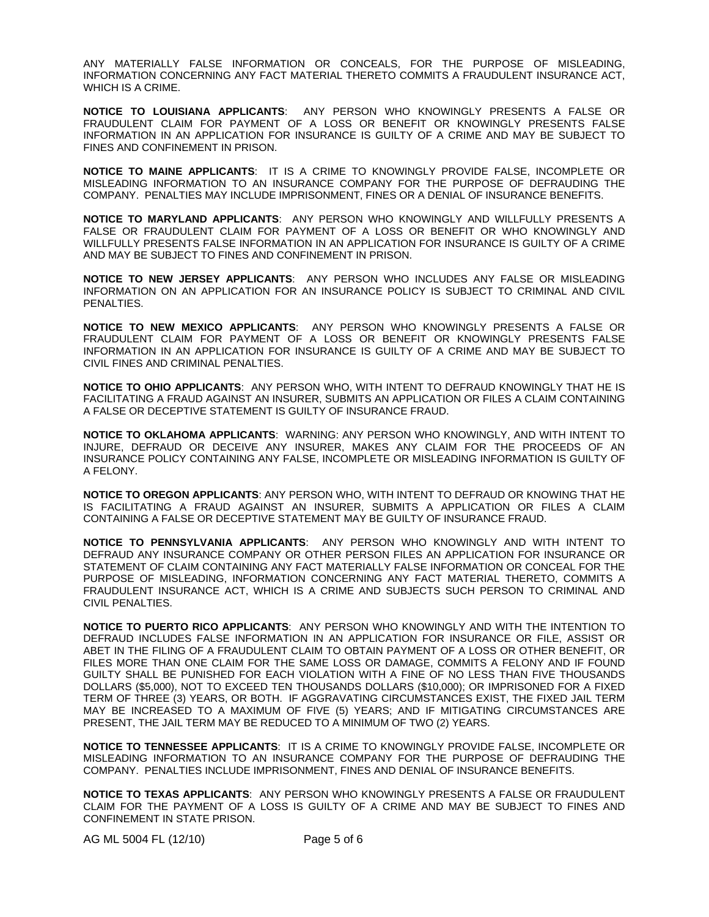ANY MATERIALLY FALSE INFORMATION OR CONCEALS, FOR THE PURPOSE OF MISLEADING, INFORMATION CONCERNING ANY FACT MATERIAL THERETO COMMITS A FRAUDULENT INSURANCE ACT, WHICH IS A CRIME.

**NOTICE TO LOUISIANA APPLICANTS**: ANY PERSON WHO KNOWINGLY PRESENTS A FALSE OR FRAUDULENT CLAIM FOR PAYMENT OF A LOSS OR BENEFIT OR KNOWINGLY PRESENTS FALSE INFORMATION IN AN APPLICATION FOR INSURANCE IS GUILTY OF A CRIME AND MAY BE SUBJECT TO FINES AND CONFINEMENT IN PRISON.

**NOTICE TO MAINE APPLICANTS**: IT IS A CRIME TO KNOWINGLY PROVIDE FALSE, INCOMPLETE OR MISLEADING INFORMATION TO AN INSURANCE COMPANY FOR THE PURPOSE OF DEFRAUDING THE COMPANY. PENALTIES MAY INCLUDE IMPRISONMENT, FINES OR A DENIAL OF INSURANCE BENEFITS.

**NOTICE TO MARYLAND APPLICANTS**: ANY PERSON WHO KNOWINGLY AND WILLFULLY PRESENTS A FALSE OR FRAUDULENT CLAIM FOR PAYMENT OF A LOSS OR BENEFIT OR WHO KNOWINGLY AND WILLFULLY PRESENTS FALSE INFORMATION IN AN APPLICATION FOR INSURANCE IS GUILTY OF A CRIME AND MAY BE SUBJECT TO FINES AND CONFINEMENT IN PRISON.

**NOTICE TO NEW JERSEY APPLICANTS**: ANY PERSON WHO INCLUDES ANY FALSE OR MISLEADING INFORMATION ON AN APPLICATION FOR AN INSURANCE POLICY IS SUBJECT TO CRIMINAL AND CIVIL PENALTIES.

**NOTICE TO NEW MEXICO APPLICANTS**: ANY PERSON WHO KNOWINGLY PRESENTS A FALSE OR FRAUDULENT CLAIM FOR PAYMENT OF A LOSS OR BENEFIT OR KNOWINGLY PRESENTS FALSE INFORMATION IN AN APPLICATION FOR INSURANCE IS GUILTY OF A CRIME AND MAY BE SUBJECT TO CIVIL FINES AND CRIMINAL PENALTIES.

**NOTICE TO OHIO APPLICANTS**: ANY PERSON WHO, WITH INTENT TO DEFRAUD KNOWINGLY THAT HE IS FACILITATING A FRAUD AGAINST AN INSURER, SUBMITS AN APPLICATION OR FILES A CLAIM CONTAINING A FALSE OR DECEPTIVE STATEMENT IS GUILTY OF INSURANCE FRAUD.

**NOTICE TO OKLAHOMA APPLICANTS**: WARNING: ANY PERSON WHO KNOWINGLY, AND WITH INTENT TO INJURE, DEFRAUD OR DECEIVE ANY INSURER, MAKES ANY CLAIM FOR THE PROCEEDS OF AN INSURANCE POLICY CONTAINING ANY FALSE, INCOMPLETE OR MISLEADING INFORMATION IS GUILTY OF A FELONY.

**NOTICE TO OREGON APPLICANTS**: ANY PERSON WHO, WITH INTENT TO DEFRAUD OR KNOWING THAT HE IS FACILITATING A FRAUD AGAINST AN INSURER, SUBMITS A APPLICATION OR FILES A CLAIM CONTAINING A FALSE OR DECEPTIVE STATEMENT MAY BE GUILTY OF INSURANCE FRAUD.

**NOTICE TO PENNSYLVANIA APPLICANTS**: ANY PERSON WHO KNOWINGLY AND WITH INTENT TO DEFRAUD ANY INSURANCE COMPANY OR OTHER PERSON FILES AN APPLICATION FOR INSURANCE OR STATEMENT OF CLAIM CONTAINING ANY FACT MATERIALLY FALSE INFORMATION OR CONCEAL FOR THE PURPOSE OF MISLEADING, INFORMATION CONCERNING ANY FACT MATERIAL THERETO, COMMITS A FRAUDULENT INSURANCE ACT, WHICH IS A CRIME AND SUBJECTS SUCH PERSON TO CRIMINAL AND CIVIL PENALTIES.

**NOTICE TO PUERTO RICO APPLICANTS**: ANY PERSON WHO KNOWINGLY AND WITH THE INTENTION TO DEFRAUD INCLUDES FALSE INFORMATION IN AN APPLICATION FOR INSURANCE OR FILE, ASSIST OR ABET IN THE FILING OF A FRAUDULENT CLAIM TO OBTAIN PAYMENT OF A LOSS OR OTHER BENEFIT, OR FILES MORE THAN ONE CLAIM FOR THE SAME LOSS OR DAMAGE, COMMITS A FELONY AND IF FOUND GUILTY SHALL BE PUNISHED FOR EACH VIOLATION WITH A FINE OF NO LESS THAN FIVE THOUSANDS DOLLARS ($5,000), NOT TO EXCEED TEN THOUSANDS DOLLARS ($10,000); OR IMPRISONED FOR A FIXED TERM OF THREE (3) YEARS, OR BOTH. IF AGGRAVATING CIRCUMSTANCES EXIST, THE FIXED JAIL TERM MAY BE INCREASED TO A MAXIMUM OF FIVE (5) YEARS; AND IF MITIGATING CIRCUMSTANCES ARE PRESENT, THE JAIL TERM MAY BE REDUCED TO A MINIMUM OF TWO (2) YEARS.

**NOTICE TO TENNESSEE APPLICANTS**: IT IS A CRIME TO KNOWINGLY PROVIDE FALSE, INCOMPLETE OR MISLEADING INFORMATION TO AN INSURANCE COMPANY FOR THE PURPOSE OF DEFRAUDING THE COMPANY. PENALTIES INCLUDE IMPRISONMENT, FINES AND DENIAL OF INSURANCE BENEFITS.

**NOTICE TO TEXAS APPLICANTS**: ANY PERSON WHO KNOWINGLY PRESENTS A FALSE OR FRAUDULENT CLAIM FOR THE PAYMENT OF A LOSS IS GUILTY OF A CRIME AND MAY BE SUBJECT TO FINES AND CONFINEMENT IN STATE PRISON.

AG ML 5004 FL (12/10)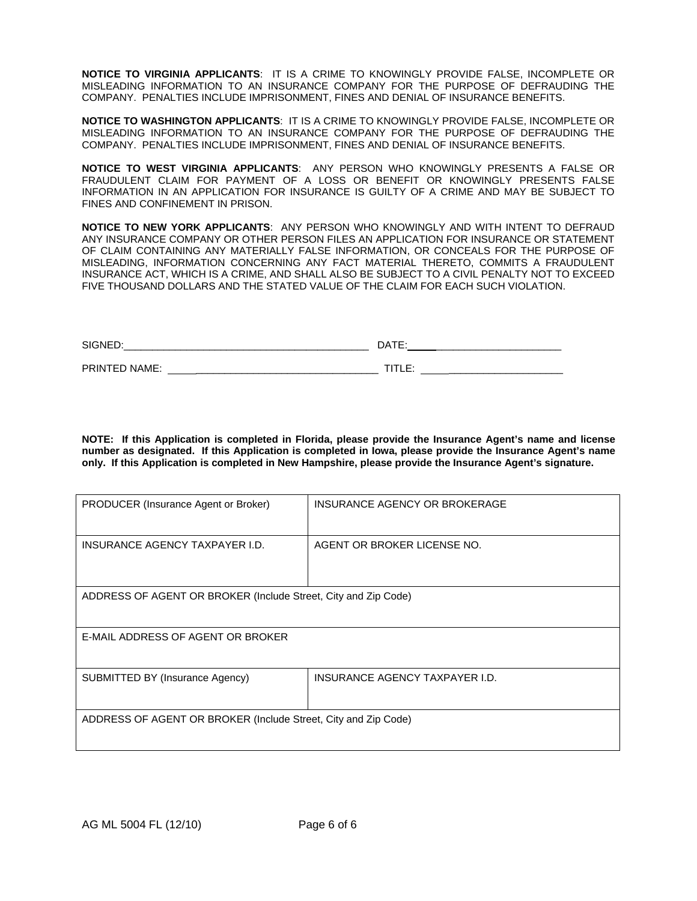**NOTICE TO VIRGINIA APPLICANTS**: IT IS A CRIME TO KNOWINGLY PROVIDE FALSE, INCOMPLETE OR MISLEADING INFORMATION TO AN INSURANCE COMPANY FOR THE PURPOSE OF DEFRAUDING THE COMPANY. PENALTIES INCLUDE IMPRISONMENT, FINES AND DENIAL OF INSURANCE BENEFITS.

**NOTICE TO WASHINGTON APPLICANTS**: IT IS A CRIME TO KNOWINGLY PROVIDE FALSE, INCOMPLETE OR MISLEADING INFORMATION TO AN INSURANCE COMPANY FOR THE PURPOSE OF DEFRAUDING THE COMPANY. PENALTIES INCLUDE IMPRISONMENT, FINES AND DENIAL OF INSURANCE BENEFITS.

**NOTICE TO WEST VIRGINIA APPLICANTS**: ANY PERSON WHO KNOWINGLY PRESENTS A FALSE OR FRAUDULENT CLAIM FOR PAYMENT OF A LOSS OR BENEFIT OR KNOWINGLY PRESENTS FALSE INFORMATION IN AN APPLICATION FOR INSURANCE IS GUILTY OF A CRIME AND MAY BE SUBJECT TO FINES AND CONFINEMENT IN PRISON.

**NOTICE TO NEW YORK APPLICANTS**: ANY PERSON WHO KNOWINGLY AND WITH INTENT TO DEFRAUD ANY INSURANCE COMPANY OR OTHER PERSON FILES AN APPLICATION FOR INSURANCE OR STATEMENT OF CLAIM CONTAINING ANY MATERIALLY FALSE INFORMATION, OR CONCEALS FOR THE PURPOSE OF MISLEADING, INFORMATION CONCERNING ANY FACT MATERIAL THERETO, COMMITS A FRAUDULENT INSURANCE ACT, WHICH IS A CRIME, AND SHALL ALSO BE SUBJECT TO A CIVIL PENALTY NOT TO EXCEED FIVE THOUSAND DOLLARS AND THE STATED VALUE OF THE CLAIM FOR EACH SUCH VIOLATION.

SIGNED:_____________________________________________ DATE:_____________________________

PRINTED NAME: _____________________________________ TITLE: _________________________

**NOTE: If this Application is completed in Florida, please provide the Insurance Agent's name and license number as designated. If this Application is completed in Iowa, please provide the Insurance Agent's name only. If this Application is completed in New Hampshire, please provide the Insurance Agent's signature.**

| | |
|---|---|
| PRODUCER (Insurance Agent or Broker) | INSURANCE AGENCY OR BROKERAGE |
| INSURANCE AGENCY TAXPAYER I.D. | AGENT OR BROKER LICENSE NO. |
| ADDRESS OF AGENT OR BROKER (Include Street, City and Zip Code) | |
| E-MAIL ADDRESS OF AGENT OR BROKER | |
| SUBMITTED BY (Insurance Agency) | INSURANCE AGENCY TAXPAYER I.D. |
| ADDRESS OF AGENT OR BROKER (Include Street, City and Zip Code) | |

AG ML 5004 FL (12/10)